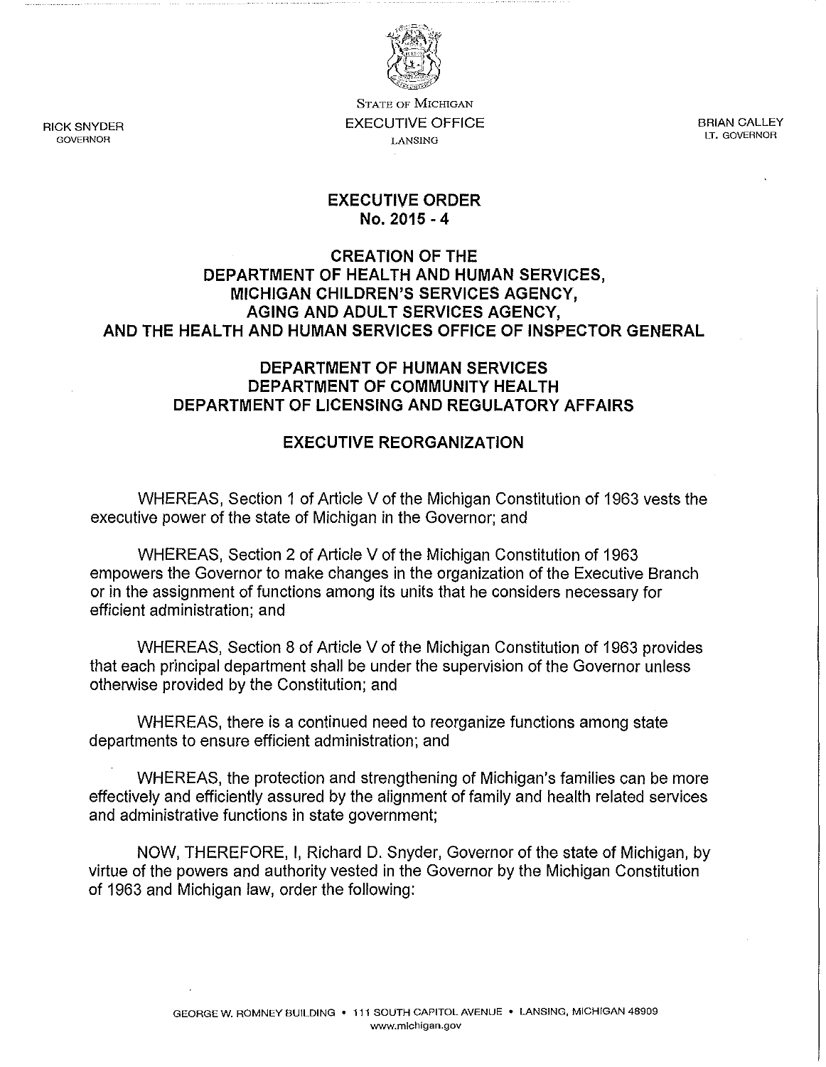RICK SNYDER
GOVERNOR

STATE OF MICHIGAN
EXECUTIVE OFFICE
LANSING

BRIAN CALLEY
LT. GOVERNOR

# EXECUTIVE ORDER
# No. 2015 - 4

## CREATION OF THE DEPARTMENT OF HEALTH AND HUMAN SERVICES, MICHIGAN CHILDREN'S SERVICES AGENCY, AGING AND ADULT SERVICES AGENCY, AND THE HEALTH AND HUMAN SERVICES OFFICE OF INSPECTOR GENERAL

## DEPARTMENT OF HUMAN SERVICES
## DEPARTMENT OF COMMUNITY HEALTH
## DEPARTMENT OF LICENSING AND REGULATORY AFFAIRS

## EXECUTIVE REORGANIZATION

WHEREAS, Section 1 of Article V of the Michigan Constitution of 1963 vests the executive power of the state of Michigan in the Governor; and

WHEREAS, Section 2 of Article V of the Michigan Constitution of 1963 empowers the Governor to make changes in the organization of the Executive Branch or in the assignment of functions among its units that he considers necessary for efficient administration; and

WHEREAS, Section 8 of Article V of the Michigan Constitution of 1963 provides that each principal department shall be under the supervision of the Governor unless otherwise provided by the Constitution; and

WHEREAS, there is a continued need to reorganize functions among state departments to ensure efficient administration; and

WHEREAS, the protection and strengthening of Michigan's families can be more effectively and efficiently assured by the alignment of family and health related services and administrative functions in state government;

NOW, THEREFORE, I, Richard D. Snyder, Governor of the state of Michigan, by virtue of the powers and authority vested in the Governor by the Michigan Constitution of 1963 and Michigan law, order the following:

GEORGE W. ROMNEY BUILDING • 111 SOUTH CAPITOL AVENUE • LANSING, MICHIGAN 48909
www.michigan.gov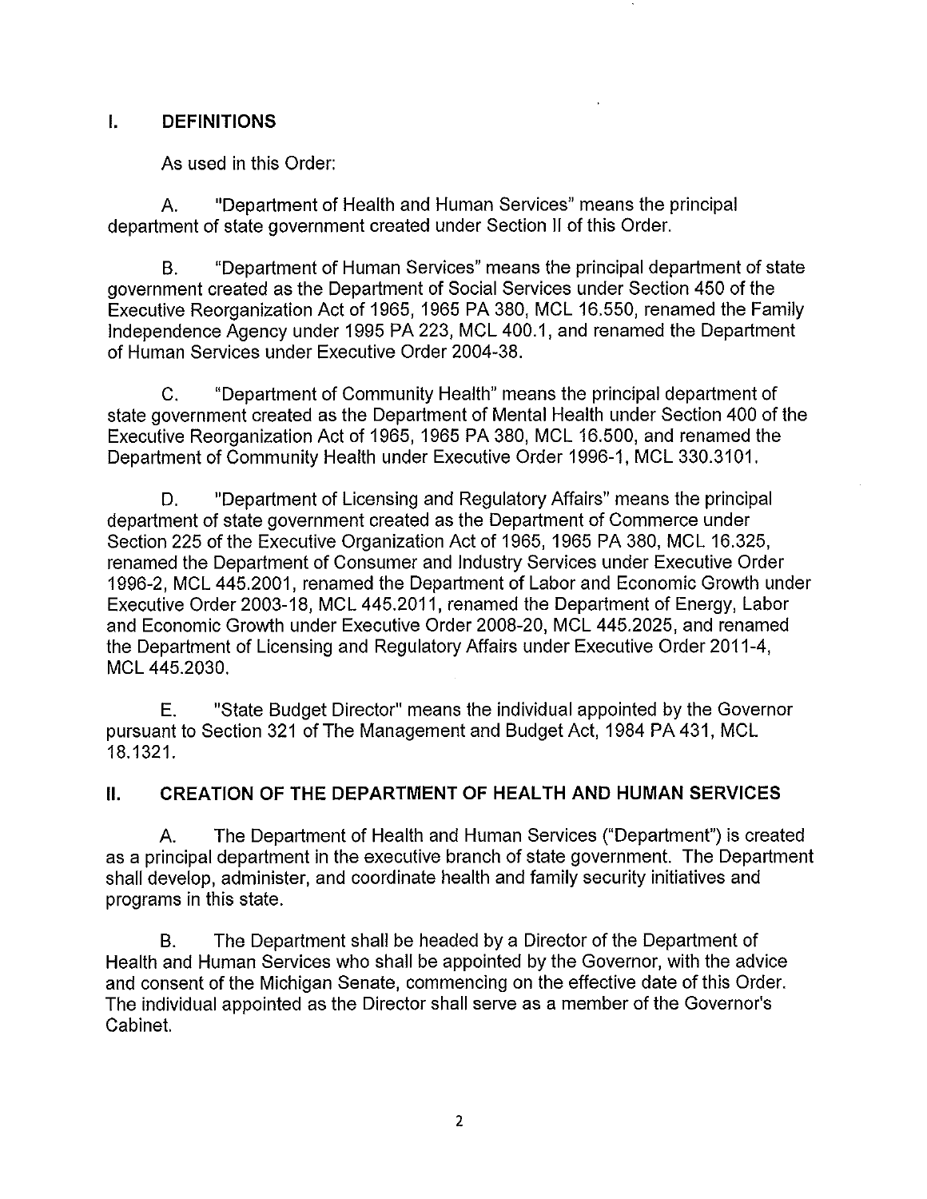## I. DEFINITIONS

As used in this Order:

A. "Department of Health and Human Services" means the principal department of state government created under Section II of this Order.

B. "Department of Human Services" means the principal department of state government created as the Department of Social Services under Section 450 of the Executive Reorganization Act of 1965, 1965 PA 380, MCL 16.550, renamed the Family Independence Agency under 1995 PA 223, MCL 400.1, and renamed the Department of Human Services under Executive Order 2004-38.

C. "Department of Community Health" means the principal department of state government created as the Department of Mental Health under Section 400 of the Executive Reorganization Act of 1965, 1965 PA 380, MCL 16.500, and renamed the Department of Community Health under Executive Order 1996-1, MCL 330.3101.

D. "Department of Licensing and Regulatory Affairs" means the principal department of state government created as the Department of Commerce under Section 225 of the Executive Organization Act of 1965, 1965 PA 380, MCL 16.325, renamed the Department of Consumer and Industry Services under Executive Order 1996-2, MCL 445.2001, renamed the Department of Labor and Economic Growth under Executive Order 2003-18, MCL 445.2011, renamed the Department of Energy, Labor and Economic Growth under Executive Order 2008-20, MCL 445.2025, and renamed the Department of Licensing and Regulatory Affairs under Executive Order 2011-4, MCL 445.2030.

E. "State Budget Director" means the individual appointed by the Governor pursuant to Section 321 of The Management and Budget Act, 1984 PA 431, MCL 18.1321.

## II. CREATION OF THE DEPARTMENT OF HEALTH AND HUMAN SERVICES

A. The Department of Health and Human Services ("Department") is created as a principal department in the executive branch of state government. The Department shall develop, administer, and coordinate health and family security initiatives and programs in this state.

B. The Department shall be headed by a Director of the Department of Health and Human Services who shall be appointed by the Governor, with the advice and consent of the Michigan Senate, commencing on the effective date of this Order. The individual appointed as the Director shall serve as a member of the Governor's Cabinet.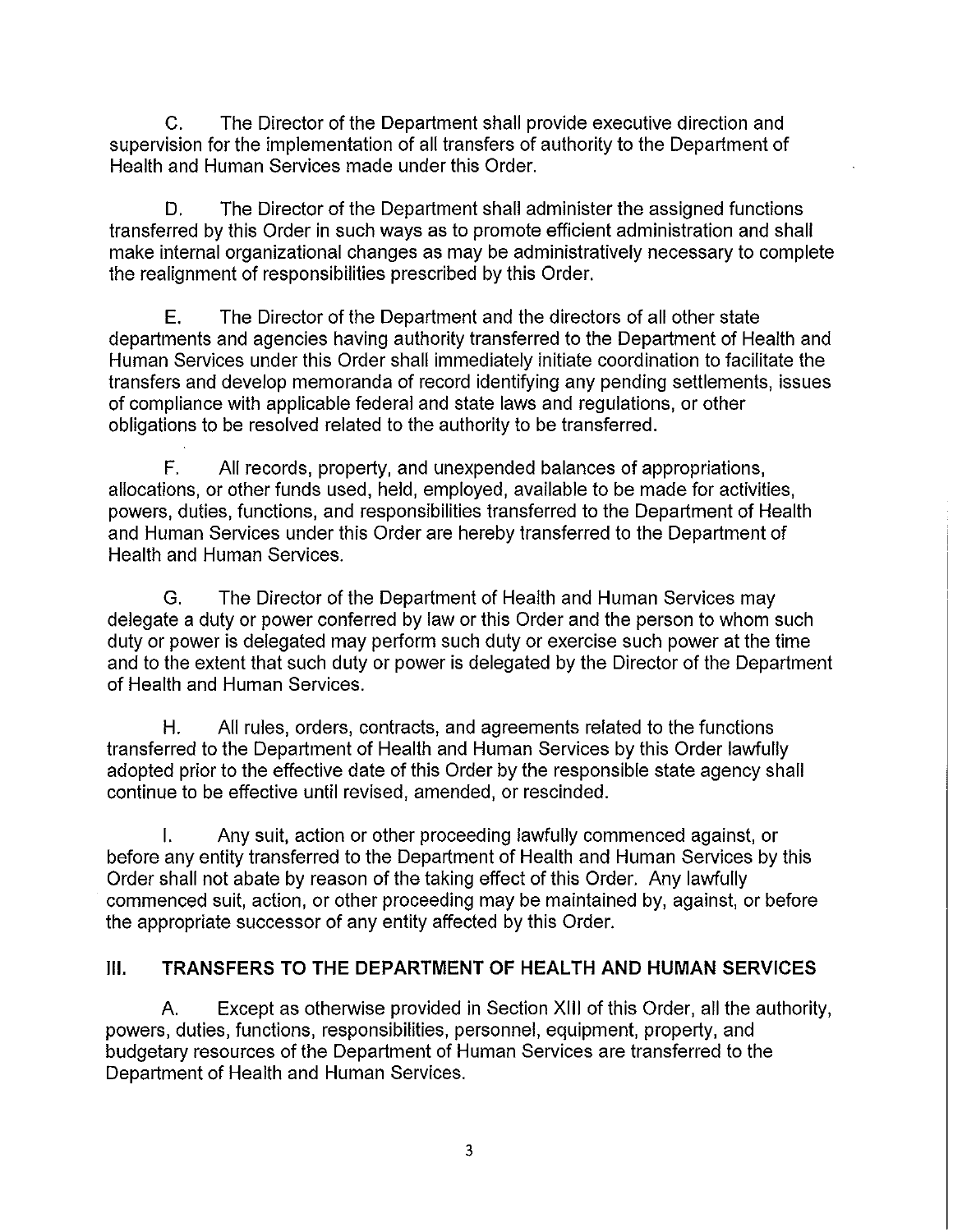C. The Director of the Department shall provide executive direction and supervision for the implementation of all transfers of authority to the Department of Health and Human Services made under this Order.

D. The Director of the Department shall administer the assigned functions transferred by this Order in such ways as to promote efficient administration and shall make internal organizational changes as may be administratively necessary to complete the realignment of responsibilities prescribed by this Order.

E. The Director of the Department and the directors of all other state departments and agencies having authority transferred to the Department of Health and Human Services under this Order shall immediately initiate coordination to facilitate the transfers and develop memoranda of record identifying any pending settlements, issues of compliance with applicable federal and state laws and regulations, or other obligations to be resolved related to the authority to be transferred.

F. All records, property, and unexpended balances of appropriations, allocations, or other funds used, held, employed, available to be made for activities, powers, duties, functions, and responsibilities transferred to the Department of Health and Human Services under this Order are hereby transferred to the Department of Health and Human Services.

G. The Director of the Department of Health and Human Services may delegate a duty or power conferred by law or this Order and the person to whom such duty or power is delegated may perform such duty or exercise such power at the time and to the extent that such duty or power is delegated by the Director of the Department of Health and Human Services.

H. All rules, orders, contracts, and agreements related to the functions transferred to the Department of Health and Human Services by this Order lawfully adopted prior to the effective date of this Order by the responsible state agency shall continue to be effective until revised, amended, or rescinded.

I. Any suit, action or other proceeding lawfully commenced against, or before any entity transferred to the Department of Health and Human Services by this Order shall not abate by reason of the taking effect of this Order. Any lawfully commenced suit, action, or other proceeding may be maintained by, against, or before the appropriate successor of any entity affected by this Order.

## III. TRANSFERS TO THE DEPARTMENT OF HEALTH AND HUMAN SERVICES

A. Except as otherwise provided in Section XIII of this Order, all the authority, powers, duties, functions, responsibilities, personnel, equipment, property, and budgetary resources of the Department of Human Services are transferred to the Department of Health and Human Services.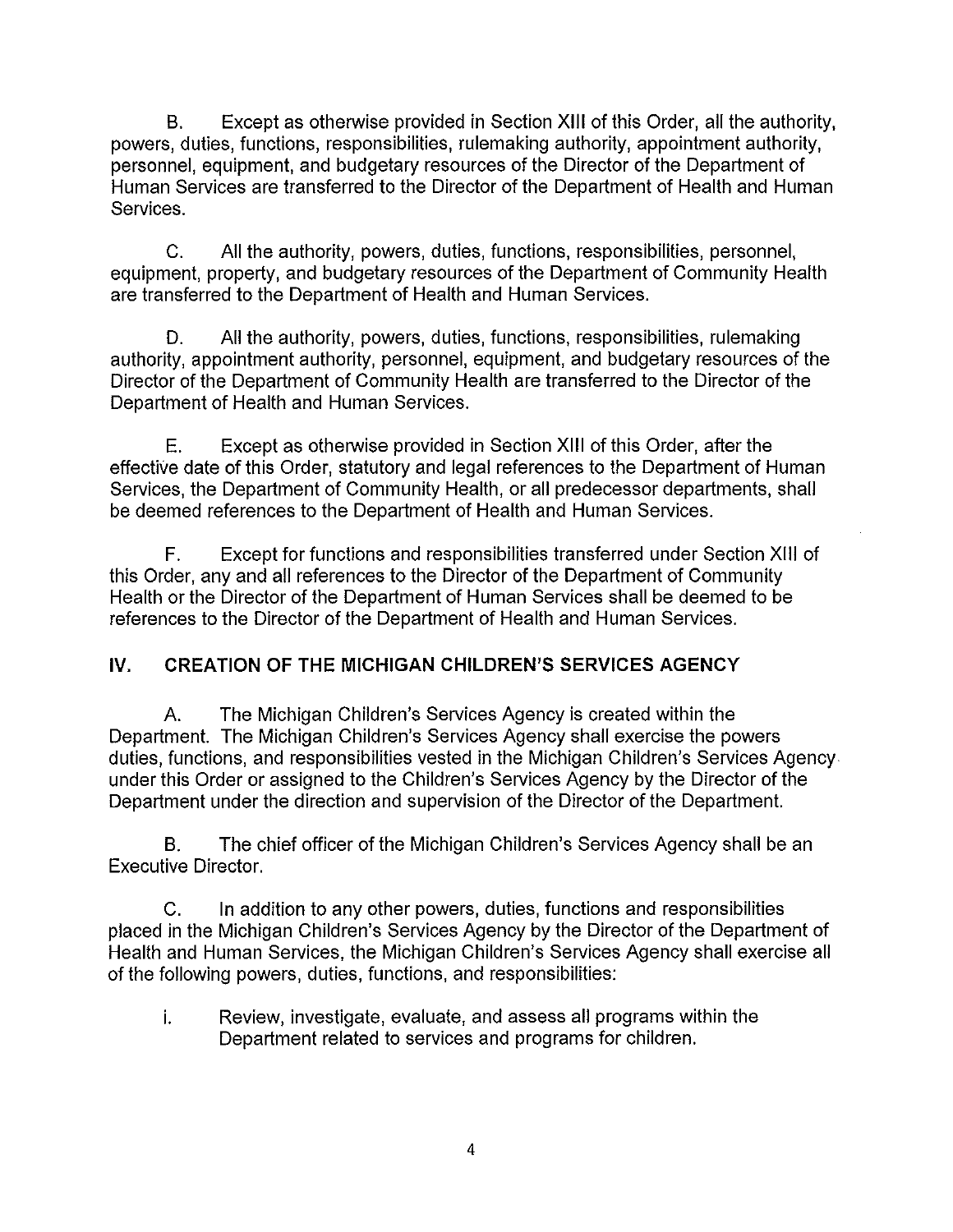B. Except as otherwise provided in Section XIII of this Order, all the authority, powers, duties, functions, responsibilities, rulemaking authority, appointment authority, personnel, equipment, and budgetary resources of the Director of the Department of Human Services are transferred to the Director of the Department of Health and Human Services.

C. All the authority, powers, duties, functions, responsibilities, personnel, equipment, property, and budgetary resources of the Department of Community Health are transferred to the Department of Health and Human Services.

D. All the authority, powers, duties, functions, responsibilities, rulemaking authority, appointment authority, personnel, equipment, and budgetary resources of the Director of the Department of Community Health are transferred to the Director of the Department of Health and Human Services.

E. Except as otherwise provided in Section XIII of this Order, after the effective date of this Order, statutory and legal references to the Department of Human Services, the Department of Community Health, or all predecessor departments, shall be deemed references to the Department of Health and Human Services.

F. Except for functions and responsibilities transferred under Section XIII of this Order, any and all references to the Director of the Department of Community Health or the Director of the Department of Human Services shall be deemed to be references to the Director of the Department of Health and Human Services.

## IV. CREATION OF THE MICHIGAN CHILDREN'S SERVICES AGENCY

A. The Michigan Children's Services Agency is created within the Department. The Michigan Children's Services Agency shall exercise the powers duties, functions, and responsibilities vested in the Michigan Children's Services Agency under this Order or assigned to the Children's Services Agency by the Director of the Department under the direction and supervision of the Director of the Department.

B. The chief officer of the Michigan Children's Services Agency shall be an Executive Director.

C. In addition to any other powers, duties, functions and responsibilities placed in the Michigan Children's Services Agency by the Director of the Department of Health and Human Services, the Michigan Children's Services Agency shall exercise all of the following powers, duties, functions, and responsibilities:

i. Review, investigate, evaluate, and assess all programs within the Department related to services and programs for children.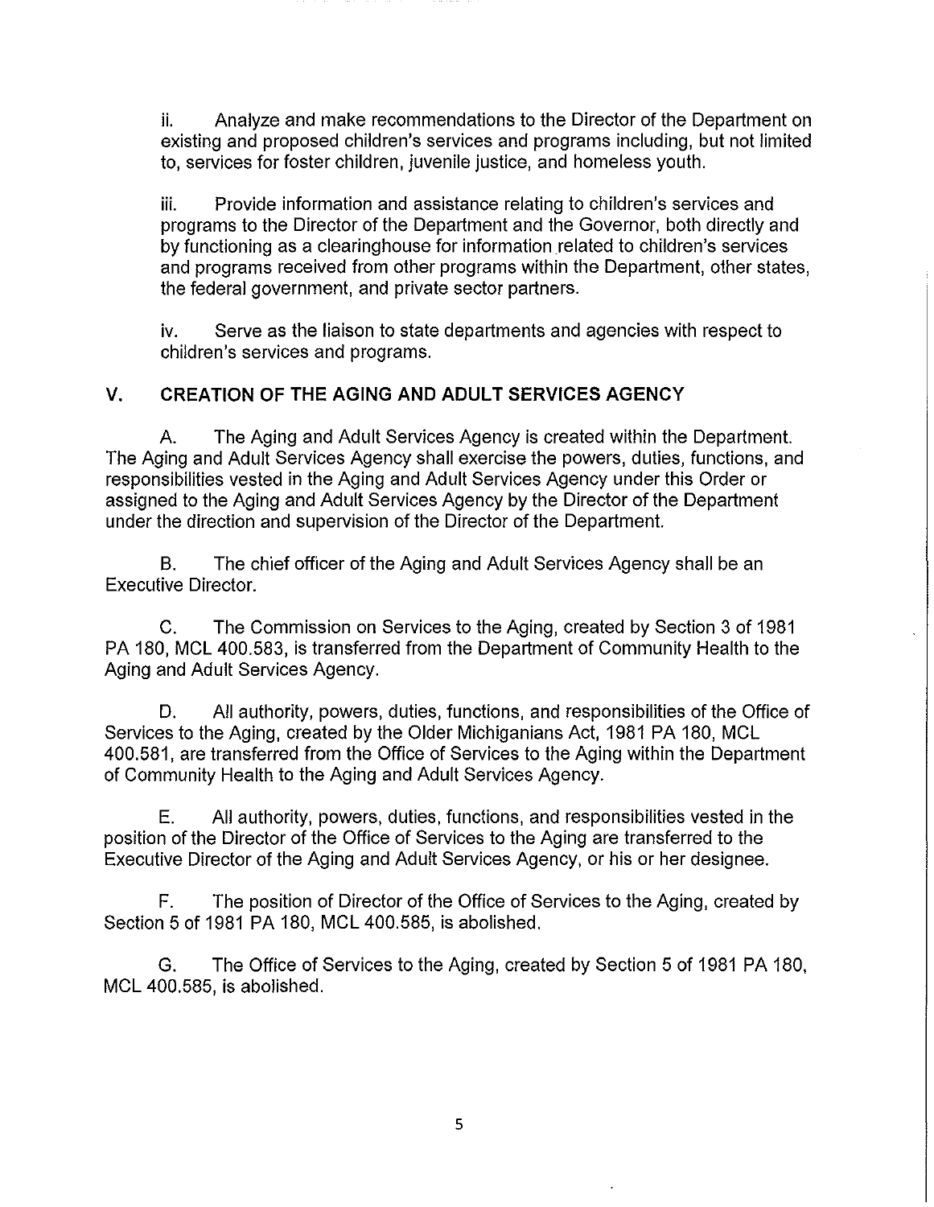ii. Analyze and make recommendations to the Director of the Department on existing and proposed children's services and programs including, but not limited to, services for foster children, juvenile justice, and homeless youth.

iii. Provide information and assistance relating to children's services and programs to the Director of the Department and the Governor, both directly and by functioning as a clearinghouse for information related to children's services and programs received from other programs within the Department, other states, the federal government, and private sector partners.

iv. Serve as the liaison to state departments and agencies with respect to children's services and programs.

## V. CREATION OF THE AGING AND ADULT SERVICES AGENCY

A. The Aging and Adult Services Agency is created within the Department. The Aging and Adult Services Agency shall exercise the powers, duties, functions, and responsibilities vested in the Aging and Adult Services Agency under this Order or assigned to the Aging and Adult Services Agency by the Director of the Department under the direction and supervision of the Director of the Department.

B. The chief officer of the Aging and Adult Services Agency shall be an Executive Director.

C. The Commission on Services to the Aging, created by Section 3 of 1981 PA 180, MCL 400.583, is transferred from the Department of Community Health to the Aging and Adult Services Agency.

D. All authority, powers, duties, functions, and responsibilities of the Office of Services to the Aging, created by the Older Michiganians Act, 1981 PA 180, MCL 400.581, are transferred from the Office of Services to the Aging within the Department of Community Health to the Aging and Adult Services Agency.

E. All authority, powers, duties, functions, and responsibilities vested in the position of the Director of the Office of Services to the Aging are transferred to the Executive Director of the Aging and Adult Services Agency, or his or her designee.

F. The position of Director of the Office of Services to the Aging, created by Section 5 of 1981 PA 180, MCL 400.585, is abolished.

G. The Office of Services to the Aging, created by Section 5 of 1981 PA 180, MCL 400.585, is abolished.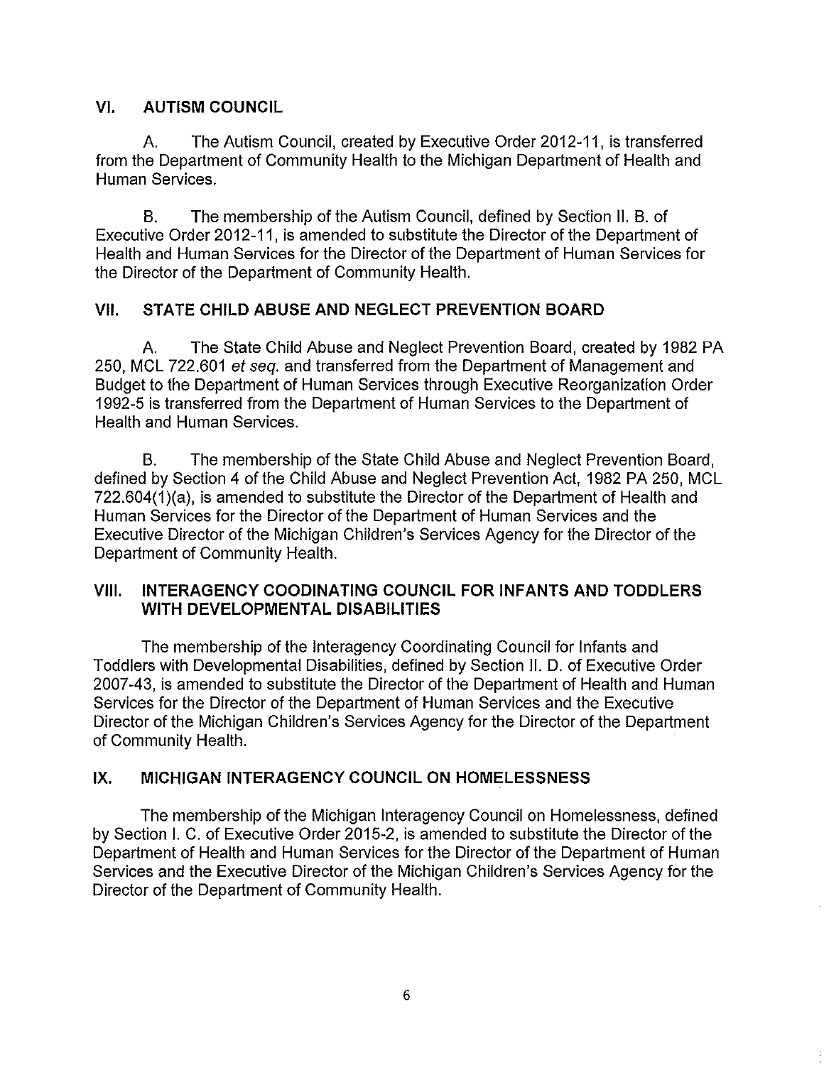## VI. AUTISM COUNCIL

A. The Autism Council, created by Executive Order 2012-11, is transferred from the Department of Community Health to the Michigan Department of Health and Human Services.

B. The membership of the Autism Council, defined by Section II. B. of Executive Order 2012-11, is amended to substitute the Director of the Department of Health and Human Services for the Director of the Department of Human Services for the Director of the Department of Community Health.

## VII. STATE CHILD ABUSE AND NEGLECT PREVENTION BOARD

A. The State Child Abuse and Neglect Prevention Board, created by 1982 PA 250, MCL 722.601 *et seq.* and transferred from the Department of Management and Budget to the Department of Human Services through Executive Reorganization Order 1992-5 is transferred from the Department of Human Services to the Department of Health and Human Services.

B. The membership of the State Child Abuse and Neglect Prevention Board, defined by Section 4 of the Child Abuse and Neglect Prevention Act, 1982 PA 250, MCL 722.604(1)(a), is amended to substitute the Director of the Department of Health and Human Services for the Director of the Department of Human Services and the Executive Director of the Michigan Children's Services Agency for the Director of the Department of Community Health.

## VIII. INTERAGENCY COODINATING COUNCIL FOR INFANTS AND TODDLERS WITH DEVELOPMENTAL DISABILITIES

The membership of the Interagency Coordinating Council for Infants and Toddlers with Developmental Disabilities, defined by Section II. D. of Executive Order 2007-43, is amended to substitute the Director of the Department of Health and Human Services for the Director of the Department of Human Services and the Executive Director of the Michigan Children's Services Agency for the Director of the Department of Community Health.

## IX. MICHIGAN INTERAGENCY COUNCIL ON HOMELESSNESS

The membership of the Michigan Interagency Council on Homelessness, defined by Section I. C. of Executive Order 2015-2, is amended to substitute the Director of the Department of Health and Human Services for the Director of the Department of Human Services and the Executive Director of the Michigan Children's Services Agency for the Director of the Department of Community Health.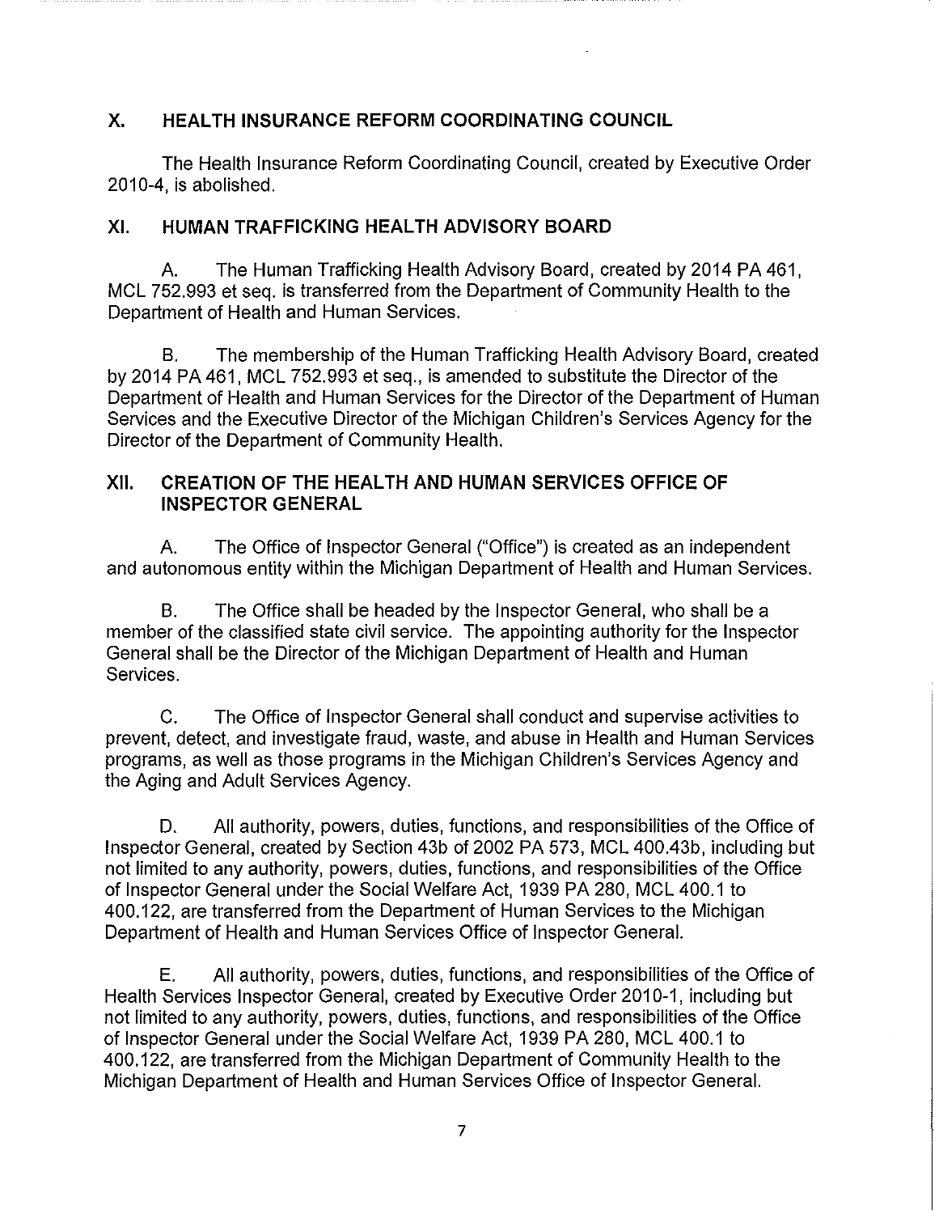## X. HEALTH INSURANCE REFORM COORDINATING COUNCIL

The Health Insurance Reform Coordinating Council, created by Executive Order 2010-4, is abolished.

## XI. HUMAN TRAFFICKING HEALTH ADVISORY BOARD

A. The Human Trafficking Health Advisory Board, created by 2014 PA 461, MCL 752.993 et seq. is transferred from the Department of Community Health to the Department of Health and Human Services.

B. The membership of the Human Trafficking Health Advisory Board, created by 2014 PA 461, MCL 752.993 et seq., is amended to substitute the Director of the Department of Health and Human Services for the Director of the Department of Human Services and the Executive Director of the Michigan Children's Services Agency for the Director of the Department of Community Health.

## XII. CREATION OF THE HEALTH AND HUMAN SERVICES OFFICE OF INSPECTOR GENERAL

A. The Office of Inspector General ("Office") is created as an independent and autonomous entity within the Michigan Department of Health and Human Services.

B. The Office shall be headed by the Inspector General, who shall be a member of the classified state civil service. The appointing authority for the Inspector General shall be the Director of the Michigan Department of Health and Human Services.

C. The Office of Inspector General shall conduct and supervise activities to prevent, detect, and investigate fraud, waste, and abuse in Health and Human Services programs, as well as those programs in the Michigan Children's Services Agency and the Aging and Adult Services Agency.

D. All authority, powers, duties, functions, and responsibilities of the Office of Inspector General, created by Section 43b of 2002 PA 573, MCL 400.43b, including but not limited to any authority, powers, duties, functions, and responsibilities of the Office of Inspector General under the Social Welfare Act, 1939 PA 280, MCL 400.1 to 400.122, are transferred from the Department of Human Services to the Michigan Department of Health and Human Services Office of Inspector General.

E. All authority, powers, duties, functions, and responsibilities of the Office of Health Services Inspector General, created by Executive Order 2010-1, including but not limited to any authority, powers, duties, functions, and responsibilities of the Office of Inspector General under the Social Welfare Act, 1939 PA 280, MCL 400.1 to 400.122, are transferred from the Michigan Department of Community Health to the Michigan Department of Health and Human Services Office of Inspector General.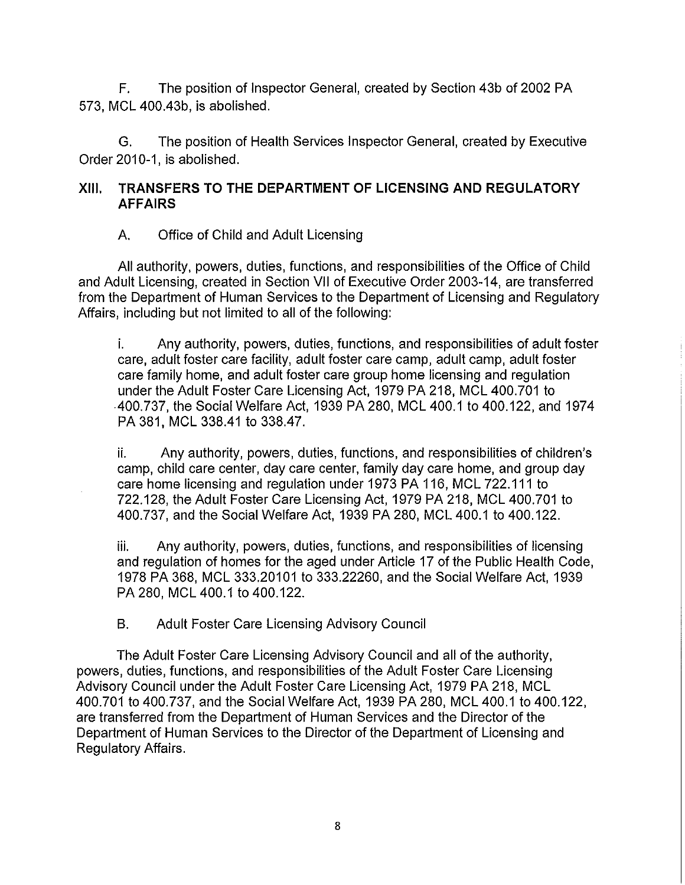F. The position of Inspector General, created by Section 43b of 2002 PA 573, MCL 400.43b, is abolished.

G. The position of Health Services Inspector General, created by Executive Order 2010-1, is abolished.

## XIII. TRANSFERS TO THE DEPARTMENT OF LICENSING AND REGULATORY AFFAIRS

A. Office of Child and Adult Licensing

All authority, powers, duties, functions, and responsibilities of the Office of Child and Adult Licensing, created in Section VII of Executive Order 2003-14, are transferred from the Department of Human Services to the Department of Licensing and Regulatory Affairs, including but not limited to all of the following:

i. Any authority, powers, duties, functions, and responsibilities of adult foster care, adult foster care facility, adult foster care camp, adult camp, adult foster care family home, and adult foster care group home licensing and regulation under the Adult Foster Care Licensing Act, 1979 PA 218, MCL 400.701 to 400.737, the Social Welfare Act, 1939 PA 280, MCL 400.1 to 400.122, and 1974 PA 381, MCL 338.41 to 338.47.

ii. Any authority, powers, duties, functions, and responsibilities of children's camp, child care center, day care center, family day care home, and group day care home licensing and regulation under 1973 PA 116, MCL 722.111 to 722.128, the Adult Foster Care Licensing Act, 1979 PA 218, MCL 400.701 to 400.737, and the Social Welfare Act, 1939 PA 280, MCL 400.1 to 400.122.

iii. Any authority, powers, duties, functions, and responsibilities of licensing and regulation of homes for the aged under Article 17 of the Public Health Code, 1978 PA 368, MCL 333.20101 to 333.22260, and the Social Welfare Act, 1939 PA 280, MCL 400.1 to 400.122.

B. Adult Foster Care Licensing Advisory Council

The Adult Foster Care Licensing Advisory Council and all of the authority, powers, duties, functions, and responsibilities of the Adult Foster Care Licensing Advisory Council under the Adult Foster Care Licensing Act, 1979 PA 218, MCL 400.701 to 400.737, and the Social Welfare Act, 1939 PA 280, MCL 400.1 to 400.122, are transferred from the Department of Human Services and the Director of the Department of Human Services to the Director of the Department of Licensing and Regulatory Affairs.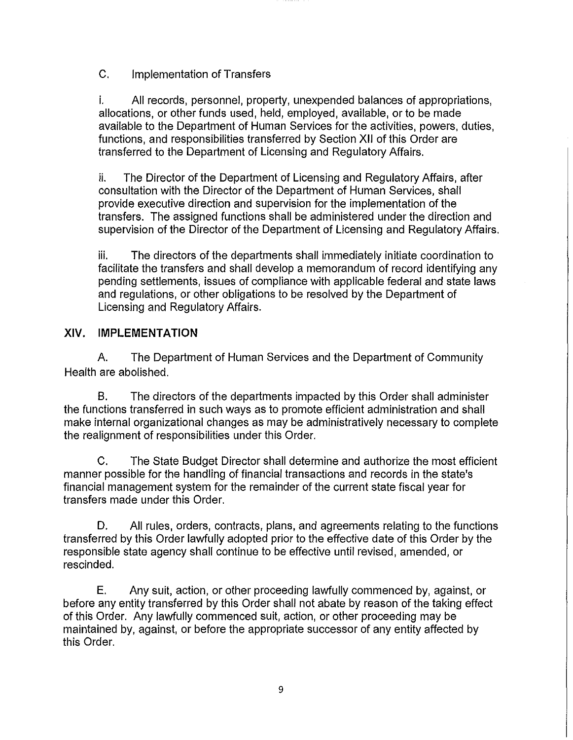C. Implementation of Transfers

i. All records, personnel, property, unexpended balances of appropriations, allocations, or other funds used, held, employed, available, or to be made available to the Department of Human Services for the activities, powers, duties, functions, and responsibilities transferred by Section XII of this Order are transferred to the Department of Licensing and Regulatory Affairs.

ii. The Director of the Department of Licensing and Regulatory Affairs, after consultation with the Director of the Department of Human Services, shall provide executive direction and supervision for the implementation of the transfers. The assigned functions shall be administered under the direction and supervision of the Director of the Department of Licensing and Regulatory Affairs.

iii. The directors of the departments shall immediately initiate coordination to facilitate the transfers and shall develop a memorandum of record identifying any pending settlements, issues of compliance with applicable federal and state laws and regulations, or other obligations to be resolved by the Department of Licensing and Regulatory Affairs.

## XIV. IMPLEMENTATION

A. The Department of Human Services and the Department of Community Health are abolished.

B. The directors of the departments impacted by this Order shall administer the functions transferred in such ways as to promote efficient administration and shall make internal organizational changes as may be administratively necessary to complete the realignment of responsibilities under this Order.

C. The State Budget Director shall determine and authorize the most efficient manner possible for the handling of financial transactions and records in the state's financial management system for the remainder of the current state fiscal year for transfers made under this Order.

D. All rules, orders, contracts, plans, and agreements relating to the functions transferred by this Order lawfully adopted prior to the effective date of this Order by the responsible state agency shall continue to be effective until revised, amended, or rescinded.

E. Any suit, action, or other proceeding lawfully commenced by, against, or before any entity transferred by this Order shall not abate by reason of the taking effect of this Order. Any lawfully commenced suit, action, or other proceeding may be maintained by, against, or before the appropriate successor of any entity affected by this Order.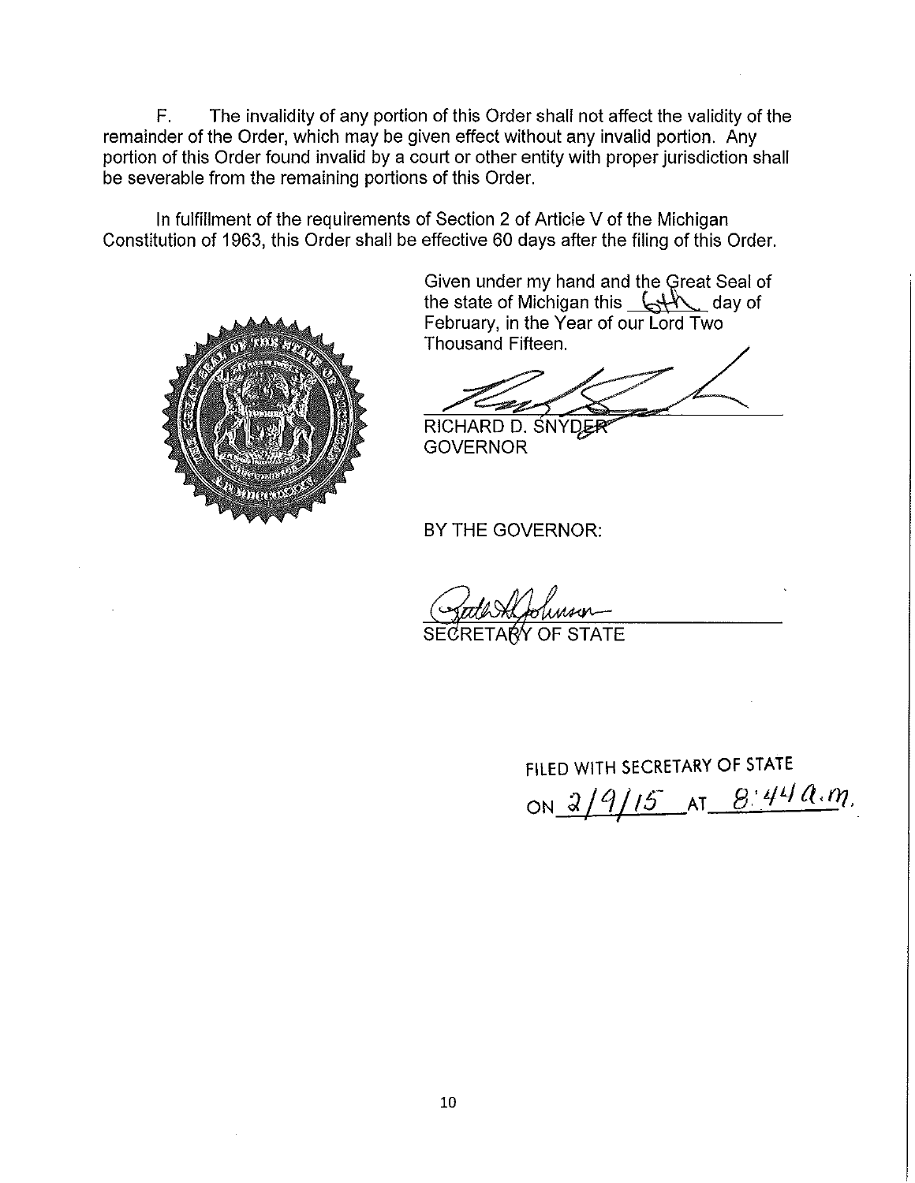F. The invalidity of any portion of this Order shall not affect the validity of the remainder of the Order, which may be given effect without any invalid portion. Any portion of this Order found invalid by a court or other entity with proper jurisdiction shall be severable from the remaining portions of this Order.

In fulfillment of the requirements of Section 2 of Article V of the Michigan Constitution of 1963, this Order shall be effective 60 days after the filing of this Order.

Given under my hand and the Great Seal of the state of Michigan this 6th day of February, in the Year of our Lord Two Thousand Fifteen.

RICHARD D. SNYDER
GOVERNOR

BY THE GOVERNOR:

SECRETARY OF STATE

FILED WITH SECRETARY OF STATE
ON 2/9/15 AT 8:44 a.m.